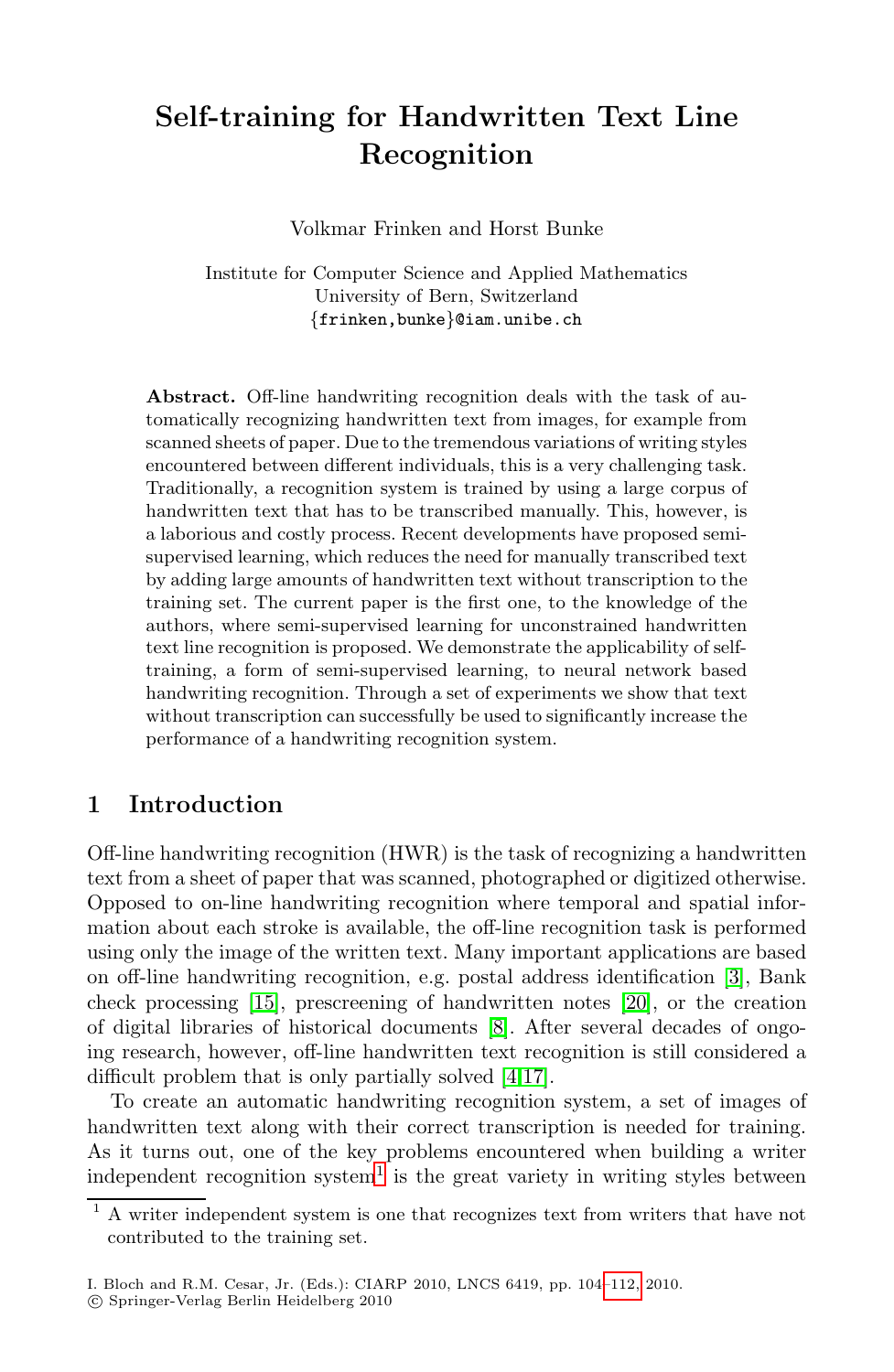# Self-training for Handwritten Text Line Recognition

Volkmar Frinken and Horst Bunke

Institute for Computer Science and Applied Mathematics
University of Bern, Switzerland
{frinken,bunke}@iam.unibe.ch

**Abstract.** Off-line handwriting recognition deals with the task of automatically recognizing handwritten text from images, for example from scanned sheets of paper. Due to the tremendous variations of writing styles encountered between different individuals, this is a very challenging task. Traditionally, a recognition system is trained by using a large corpus of handwritten text that has to be transcribed manually. This, however, is a laborious and costly process. Recent developments have proposed semi-supervised learning, which reduces the need for manually transcribed text by adding large amounts of handwritten text without transcription to the training set. The current paper is the first one, to the knowledge of the authors, where semi-supervised learning for unconstrained handwritten text line recognition is proposed. We demonstrate the applicability of self-training, a form of semi-supervised learning, to neural network based handwriting recognition. Through a set of experiments we show that text without transcription can successfully be used to significantly increase the performance of a handwriting recognition system.

## 1 Introduction

Off-line handwriting recognition (HWR) is the task of recognizing a handwritten text from a sheet of paper that was scanned, photographed or digitized otherwise. Opposed to on-line handwriting recognition where temporal and spatial information about each stroke is available, the off-line recognition task is performed using only the image of the written text. Many important applications are based on off-line handwriting recognition, e.g. postal address identification [3], Bank check processing [15], prescreening of handwritten notes [20], or the creation of digital libraries of historical documents [8]. After several decades of ongoing research, however, off-line handwritten text recognition is still considered a difficult problem that is only partially solved [4,17].

To create an automatic handwriting recognition system, a set of images of handwritten text along with their correct transcription is needed for training. As it turns out, one of the key problems encountered when building a writer independent recognition system[1] is the great variety in writing styles between

[1] A writer independent system is one that recognizes text from writers that have not contributed to the training set.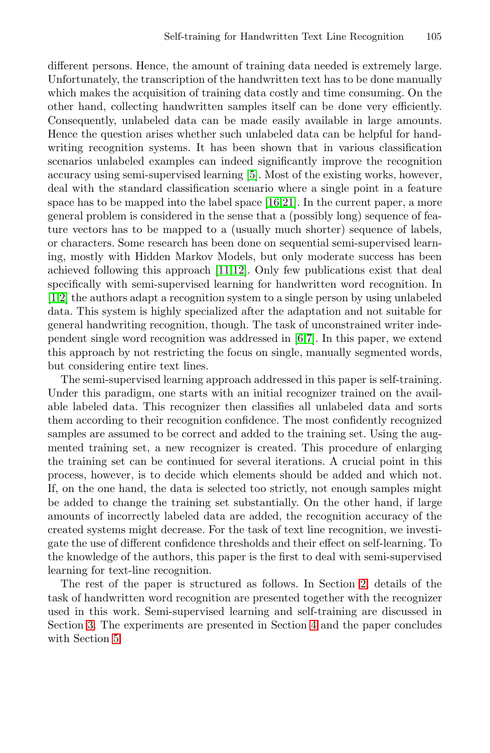different persons. Hence, the amount of training data needed is extremely large. Unfortunately, the transcription of the handwritten text has to be done manually which makes the acquisition of training data costly and time consuming. On the other hand, collecting handwritten samples itself can be done very efficiently. Consequently, unlabeled data can be made easily available in large amounts. Hence the question arises whether such unlabeled data can be helpful for handwriting recognition systems. It has been shown that in various classification scenarios unlabeled examples can indeed significantly improve the recognition accuracy using semi-supervised learning [5]. Most of the existing works, however, deal with the standard classification scenario where a single point in a feature space has to be mapped into the label space [16,21]. In the current paper, a more general problem is considered in the sense that a (possibly long) sequence of feature vectors has to be mapped to a (usually much shorter) sequence of labels, or characters. Some research has been done on sequential semi-supervised learning, mostly with Hidden Markov Models, but only moderate success has been achieved following this approach [11,12]. Only few publications exist that deal specifically with semi-supervised learning for handwritten word recognition. In [1,2] the authors adapt a recognition system to a single person by using unlabeled data. This system is highly specialized after the adaptation and not suitable for general handwriting recognition, though. The task of unconstrained writer independent single word recognition was addressed in [6,7]. In this paper, we extend this approach by not restricting the focus on single, manually segmented words, but considering entire text lines.

The semi-supervised learning approach addressed in this paper is self-training. Under this paradigm, one starts with an initial recognizer trained on the available labeled data. This recognizer then classifies all unlabeled data and sorts them according to their recognition confidence. The most confidently recognized samples are assumed to be correct and added to the training set. Using the augmented training set, a new recognizer is created. This procedure of enlarging the training set can be continued for several iterations. A crucial point in this process, however, is to decide which elements should be added and which not. If, on the one hand, the data is selected too strictly, not enough samples might be added to change the training set substantially. On the other hand, if large amounts of incorrectly labeled data are added, the recognition accuracy of the created systems might decrease. For the task of text line recognition, we investigate the use of different confidence thresholds and their effect on self-learning. To the knowledge of the authors, this paper is the first to deal with semi-supervised learning for text-line recognition.

The rest of the paper is structured as follows. In Section 2, details of the task of handwritten word recognition are presented together with the recognizer used in this work. Semi-supervised learning and self-training are discussed in Section 3. The experiments are presented in Section 4 and the paper concludes with Section 5.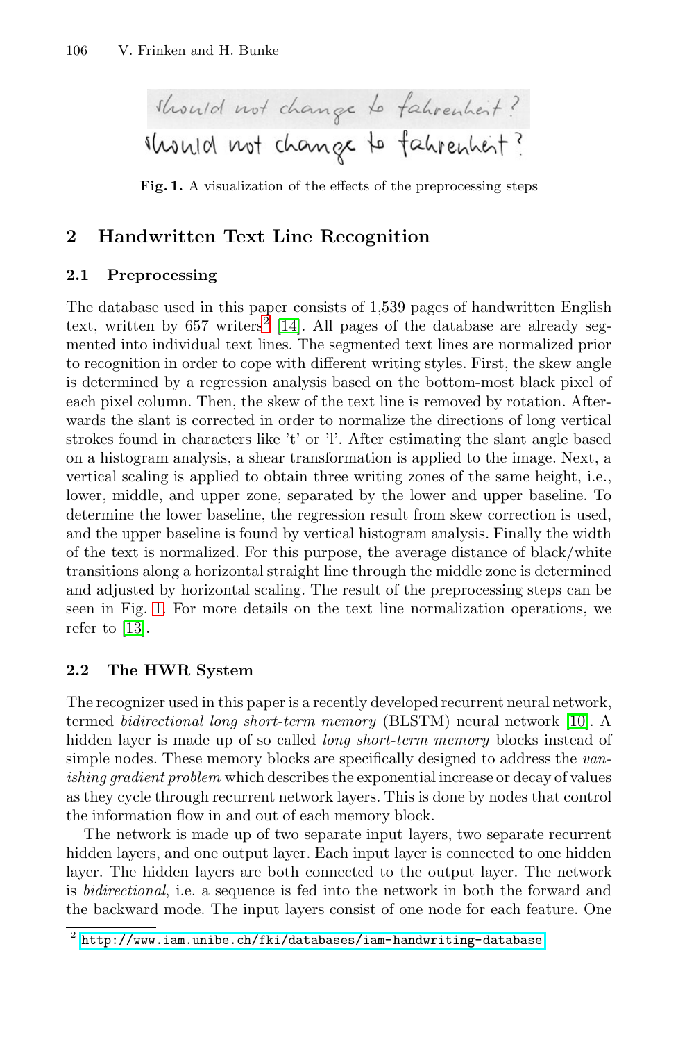**Fig. 1.** A visualization of the effects of the preprocessing steps

## 2 Handwritten Text Line Recognition

### 2.1 Preprocessing

The database used in this paper consists of 1,539 pages of handwritten English text, written by 657 writers[2] [14]. All pages of the database are already segmented into individual text lines. The segmented text lines are normalized prior to recognition in order to cope with different writing styles. First, the skew angle is determined by a regression analysis based on the bottom-most black pixel of each pixel column. Then, the skew of the text line is removed by rotation. Afterwards the slant is corrected in order to normalize the directions of long vertical strokes found in characters like 't' or 'l'. After estimating the slant angle based on a histogram analysis, a shear transformation is applied to the image. Next, a vertical scaling is applied to obtain three writing zones of the same height, i.e., lower, middle, and upper zone, separated by the lower and upper baseline. To determine the lower baseline, the regression result from skew correction is used, and the upper baseline is found by vertical histogram analysis. Finally the width of the text is normalized. For this purpose, the average distance of black/white transitions along a horizontal straight line through the middle zone is determined and adjusted by horizontal scaling. The result of the preprocessing steps can be seen in Fig. 1. For more details on the text line normalization operations, we refer to [13].

### 2.2 The HWR System

The recognizer used in this paper is a recently developed recurrent neural network, termed *bidirectional long short-term memory* (BLSTM) neural network [10]. A hidden layer is made up of so called *long short-term memory* blocks instead of simple nodes. These memory blocks are specifically designed to address the *vanishing gradient problem* which describes the exponential increase or decay of values as they cycle through recurrent network layers. This is done by nodes that control the information flow in and out of each memory block.

The network is made up of two separate input layers, two separate recurrent hidden layers, and one output layer. Each input layer is connected to one hidden layer. The hidden layers are both connected to the output layer. The network is *bidirectional*, i.e. a sequence is fed into the network in both the forward and the backward mode. The input layers consist of one node for each feature. One

[2] http://www.iam.unibe.ch/fki/databases/iam-handwriting-database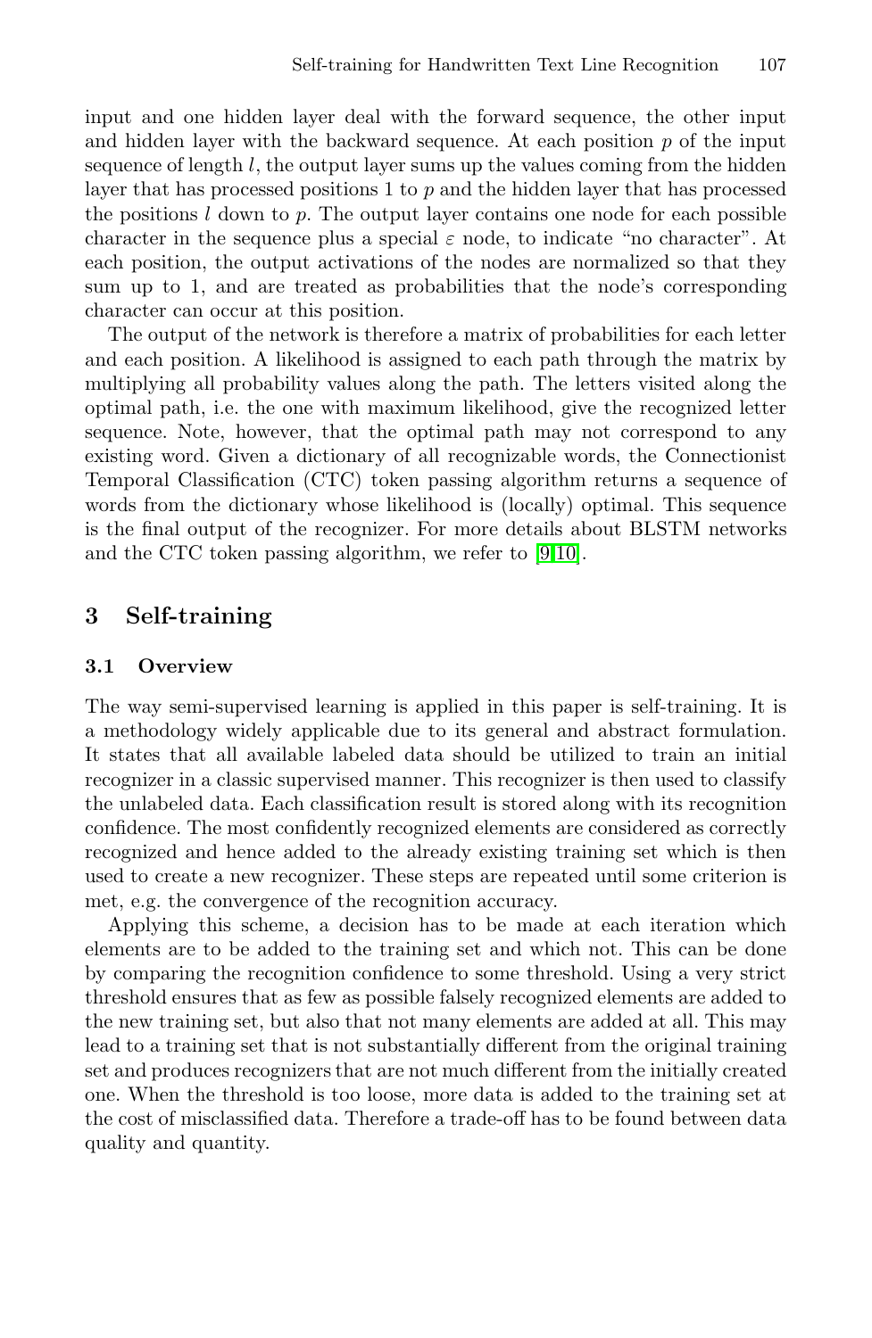input and one hidden layer deal with the forward sequence, the other input and hidden layer with the backward sequence. At each position $p$ of the input sequence of length $l$, the output layer sums up the values coming from the hidden layer that has processed positions 1 to $p$ and the hidden layer that has processed the positions $l$ down to $p$. The output layer contains one node for each possible character in the sequence plus a special $\varepsilon$ node, to indicate "no character". At each position, the output activations of the nodes are normalized so that they sum up to 1, and are treated as probabilities that the node's corresponding character can occur at this position.

The output of the network is therefore a matrix of probabilities for each letter and each position. A likelihood is assigned to each path through the matrix by multiplying all probability values along the path. The letters visited along the optimal path, i.e. the one with maximum likelihood, give the recognized letter sequence. Note, however, that the optimal path may not correspond to any existing word. Given a dictionary of all recognizable words, the Connectionist Temporal Classification (CTC) token passing algorithm returns a sequence of words from the dictionary whose likelihood is (locally) optimal. This sequence is the final output of the recognizer. For more details about BLSTM networks and the CTC token passing algorithm, we refer to [9,10].

## 3 Self-training

### 3.1 Overview

The way semi-supervised learning is applied in this paper is self-training. It is a methodology widely applicable due to its general and abstract formulation. It states that all available labeled data should be utilized to train an initial recognizer in a classic supervised manner. This recognizer is then used to classify the unlabeled data. Each classification result is stored along with its recognition confidence. The most confidently recognized elements are considered as correctly recognized and hence added to the already existing training set which is then used to create a new recognizer. These steps are repeated until some criterion is met, e.g. the convergence of the recognition accuracy.

Applying this scheme, a decision has to be made at each iteration which elements are to be added to the training set and which not. This can be done by comparing the recognition confidence to some threshold. Using a very strict threshold ensures that as few as possible falsely recognized elements are added to the new training set, but also that not many elements are added at all. This may lead to a training set that is not substantially different from the original training set and produces recognizers that are not much different from the initially created one. When the threshold is too loose, more data is added to the training set at the cost of misclassified data. Therefore a trade-off has to be found between data quality and quantity.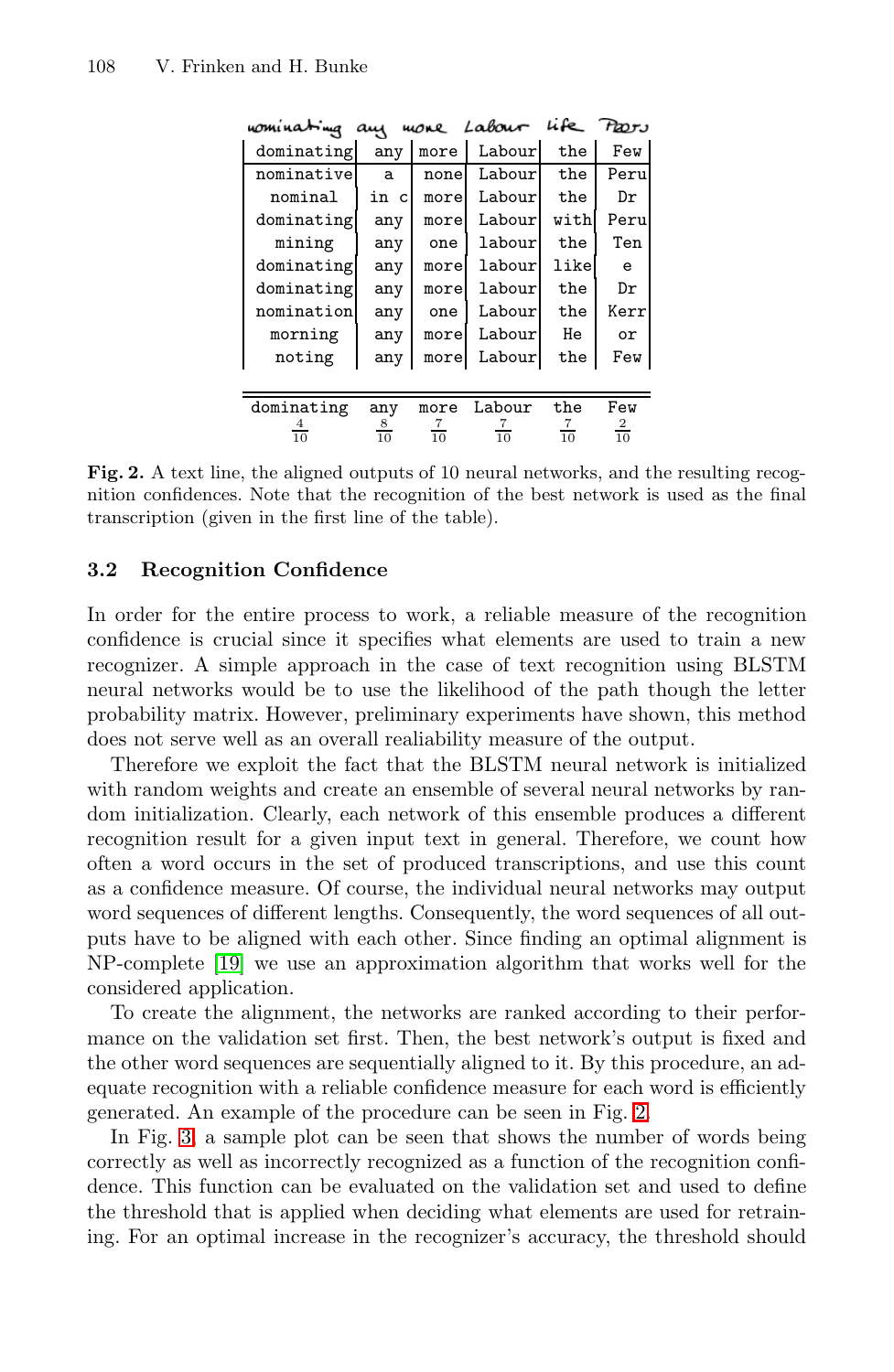| | | | | | |
|---|---|---|---|---|---|
| dominating | any | more | Labour | the | Few |
| nominative | a | none | Labour | the | Peru |
| nominal | in c | more | Labour | the | Dr |
| dominating | any | more | Labour | with | Peru |
| mining | any | one | labour | the | Ten |
| dominating | any | more | labour | like | e |
| dominating | any | more | labour | the | Dr |
| nomination | any | one | Labour | the | Kerr |
| morning | any | more | Labour | He | or |
| noting | any | more | Labour | the | Few |

| dominating | any | more | Labour | the | Few |
|---|---|---|---|---|---|
| $\frac{4}{10}$ | $\frac{8}{10}$ | $\frac{7}{10}$ | $\frac{7}{10}$ | $\frac{7}{10}$ | $\frac{2}{10}$ |

**Fig. 2.** A text line, the aligned outputs of 10 neural networks, and the resulting recognition confidences. Note that the recognition of the best network is used as the final transcription (given in the first line of the table).

### 3.2 Recognition Confidence

In order for the entire process to work, a reliable measure of the recognition confidence is crucial since it specifies what elements are used to train a new recognizer. A simple approach in the case of text recognition using BLSTM neural networks would be to use the likelihood of the path though the letter probability matrix. However, preliminary experiments have shown, this method does not serve well as an overall realiability measure of the output.

Therefore we exploit the fact that the BLSTM neural network is initialized with random weights and create an ensemble of several neural networks by random initialization. Clearly, each network of this ensemble produces a different recognition result for a given input text in general. Therefore, we count how often a word occurs in the set of produced transcriptions, and use this count as a confidence measure. Of course, the individual neural networks may output word sequences of different lengths. Consequently, the word sequences of all outputs have to be aligned with each other. Since finding an optimal alignment is NP-complete [19] we use an approximation algorithm that works well for the considered application.

To create the alignment, the networks are ranked according to their performance on the validation set first. Then, the best network's output is fixed and the other word sequences are sequentially aligned to it. By this procedure, an adequate recognition with a reliable confidence measure for each word is efficiently generated. An example of the procedure can be seen in Fig. 2.

In Fig. 3, a sample plot can be seen that shows the number of words being correctly as well as incorrectly recognized as a function of the recognition confidence. This function can be evaluated on the validation set and used to define the threshold that is applied when deciding what elements are used for retraining. For an optimal increase in the recognizer's accuracy, the threshold should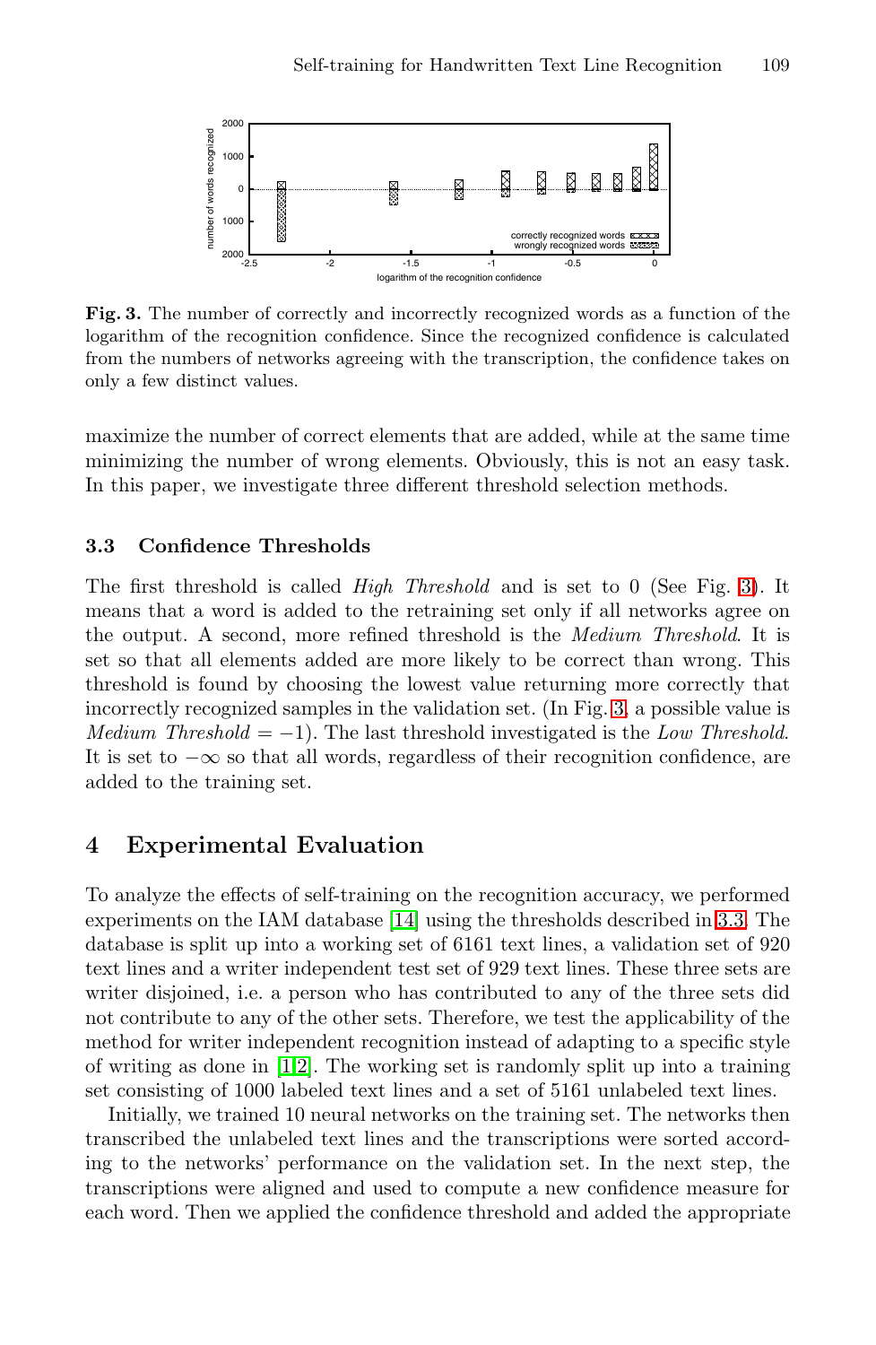**Fig. 3.** The number of correctly and incorrectly recognized words as a function of the logarithm of the recognition confidence. Since the recognized confidence is calculated from the numbers of networks agreeing with the transcription, the confidence takes on only a few distinct values.

maximize the number of correct elements that are added, while at the same time minimizing the number of wrong elements. Obviously, this is not an easy task. In this paper, we investigate three different threshold selection methods.

### 3.3 Confidence Thresholds

The first threshold is called *High Threshold* and is set to 0 (See Fig. 3). It means that a word is added to the retraining set only if all networks agree on the output. A second, more refined threshold is the *Medium Threshold*. It is set so that all elements added are more likely to be correct than wrong. This threshold is found by choosing the lowest value returning more correctly that incorrectly recognized samples in the validation set. (In Fig. 3, a possible value is *Medium Threshold* $= -1$). The last threshold investigated is the *Low Threshold*. It is set to $-\infty$ so that all words, regardless of their recognition confidence, are added to the training set.

## 4 Experimental Evaluation

To analyze the effects of self-training on the recognition accuracy, we performed experiments on the IAM database [14] using the thresholds described in 3.3. The database is split up into a working set of 6161 text lines, a validation set of 920 text lines and a writer independent test set of 929 text lines. These three sets are writer disjoined, i.e. a person who has contributed to any of the three sets did not contribute to any of the other sets. Therefore, we test the applicability of the method for writer independent recognition instead of adapting to a specific style of writing as done in [1,2]. The working set is randomly split up into a training set consisting of 1000 labeled text lines and a set of 5161 unlabeled text lines.

Initially, we trained 10 neural networks on the training set. The networks then transcribed the unlabeled text lines and the transcriptions were sorted according to the networks' performance on the validation set. In the next step, the transcriptions were aligned and used to compute a new confidence measure for each word. Then we applied the confidence threshold and added the appropriate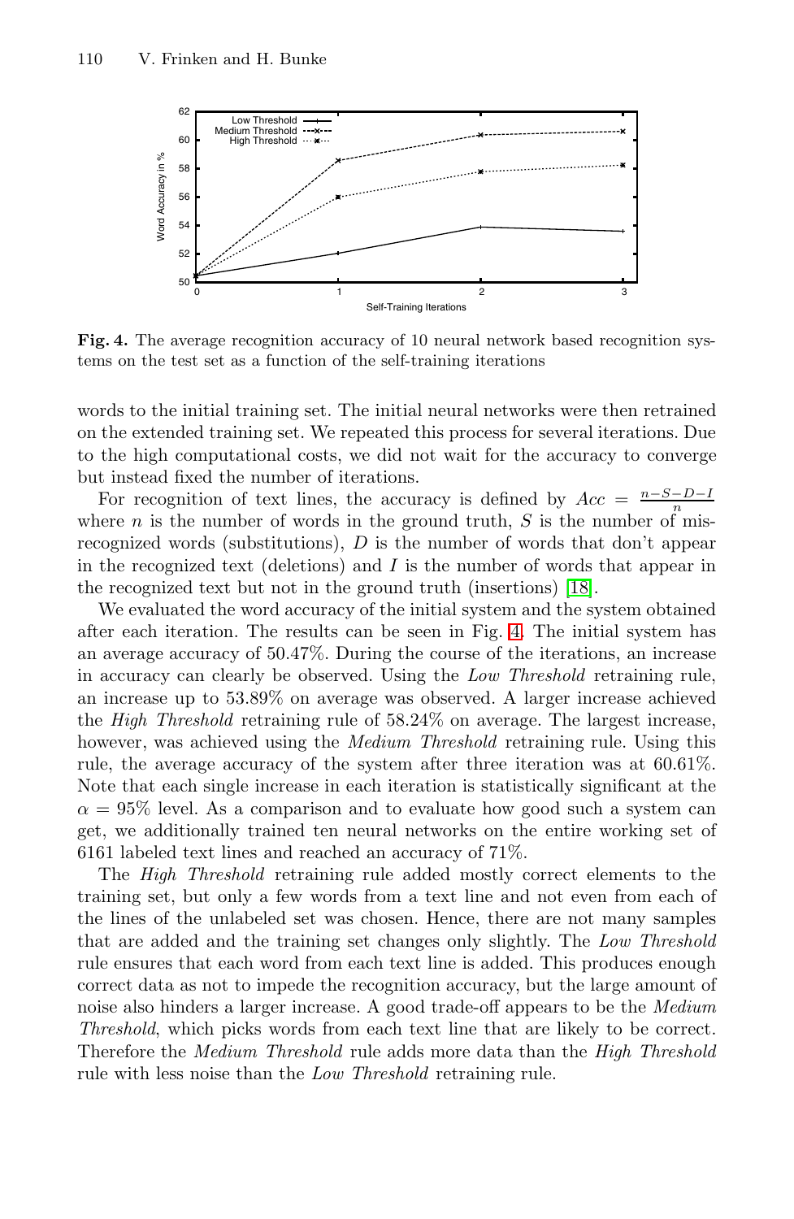**Fig. 4.** The average recognition accuracy of 10 neural network based recognition systems on the test set as a function of the self-training iterations

words to the initial training set. The initial neural networks were then retrained on the extended training set. We repeated this process for several iterations. Due to the high computational costs, we did not wait for the accuracy to converge but instead fixed the number of iterations.

For recognition of text lines, the accuracy is defined by $Acc = \frac{n-S-D-I}{n}$ where $n$ is the number of words in the ground truth, $S$ is the number of misrecognized words (substitutions), $D$ is the number of words that don't appear in the recognized text (deletions) and $I$ is the number of words that appear in the recognized text but not in the ground truth (insertions) [18].

We evaluated the word accuracy of the initial system and the system obtained after each iteration. The results can be seen in Fig. 4. The initial system has an average accuracy of 50.47%. During the course of the iterations, an increase in accuracy can clearly be observed. Using the *Low Threshold* retraining rule, an increase up to 53.89% on average was observed. A larger increase achieved the *High Threshold* retraining rule of 58.24% on average. The largest increase, however, was achieved using the *Medium Threshold* retraining rule. Using this rule, the average accuracy of the system after three iteration was at 60.61%. Note that each single increase in each iteration is statistically significant at the $\alpha = 95\%$ level. As a comparison and to evaluate how good such a system can get, we additionally trained ten neural networks on the entire working set of 6161 labeled text lines and reached an accuracy of 71%.

The *High Threshold* retraining rule added mostly correct elements to the training set, but only a few words from a text line and not even from each of the lines of the unlabeled set was chosen. Hence, there are not many samples that are added and the training set changes only slightly. The *Low Threshold* rule ensures that each word from each text line is added. This produces enough correct data as not to impede the recognition accuracy, but the large amount of noise also hinders a larger increase. A good trade-off appears to be the *Medium Threshold*, which picks words from each text line that are likely to be correct. Therefore the *Medium Threshold* rule adds more data than the *High Threshold* rule with less noise than the *Low Threshold* retraining rule.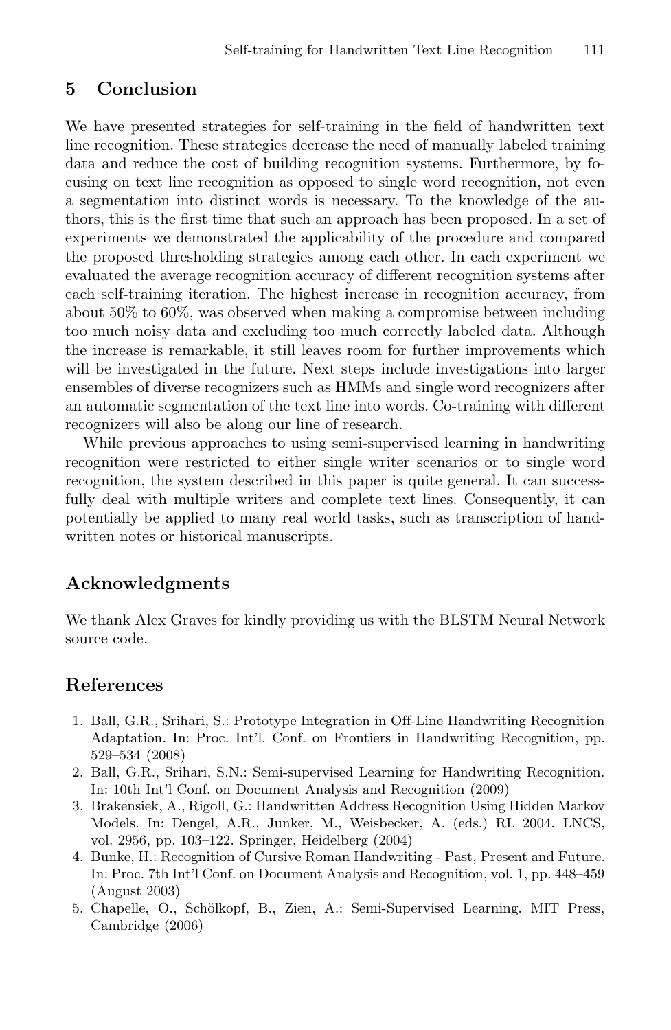## 5 Conclusion

We have presented strategies for self-training in the field of handwritten text line recognition. These strategies decrease the need of manually labeled training data and reduce the cost of building recognition systems. Furthermore, by focusing on text line recognition as opposed to single word recognition, not even a segmentation into distinct words is necessary. To the knowledge of the authors, this is the first time that such an approach has been proposed. In a set of experiments we demonstrated the applicability of the procedure and compared the proposed thresholding strategies among each other. In each experiment we evaluated the average recognition accuracy of different recognition systems after each self-training iteration. The highest increase in recognition accuracy, from about 50% to 60%, was observed when making a compromise between including too much noisy data and excluding too much correctly labeled data. Although the increase is remarkable, it still leaves room for further improvements which will be investigated in the future. Next steps include investigations into larger ensembles of diverse recognizers such as HMMs and single word recognizers after an automatic segmentation of the text line into words. Co-training with different recognizers will also be along our line of research.

While previous approaches to using semi-supervised learning in handwriting recognition were restricted to either single writer scenarios or to single word recognition, the system described in this paper is quite general. It can successfully deal with multiple writers and complete text lines. Consequently, it can potentially be applied to many real world tasks, such as transcription of handwritten notes or historical manuscripts.

## Acknowledgments

We thank Alex Graves for kindly providing us with the BLSTM Neural Network source code.

## References

1. Ball, G.R., Srihari, S.: Prototype Integration in Off-Line Handwriting Recognition Adaptation. In: Proc. Int'l. Conf. on Frontiers in Handwriting Recognition, pp. 529–534 (2008)
2. Ball, G.R., Srihari, S.N.: Semi-supervised Learning for Handwriting Recognition. In: 10th Int'l Conf. on Document Analysis and Recognition (2009)
3. Brakensiek, A., Rigoll, G.: Handwritten Address Recognition Using Hidden Markov Models. In: Dengel, A.R., Junker, M., Weisbecker, A. (eds.) RL 2004. LNCS, vol. 2956, pp. 103–122. Springer, Heidelberg (2004)
4. Bunke, H.: Recognition of Cursive Roman Handwriting - Past, Present and Future. In: Proc. 7th Int'l Conf. on Document Analysis and Recognition, vol. 1, pp. 448–459 (August 2003)
5. Chapelle, O., Schölkopf, B., Zien, A.: Semi-Supervised Learning. MIT Press, Cambridge (2006)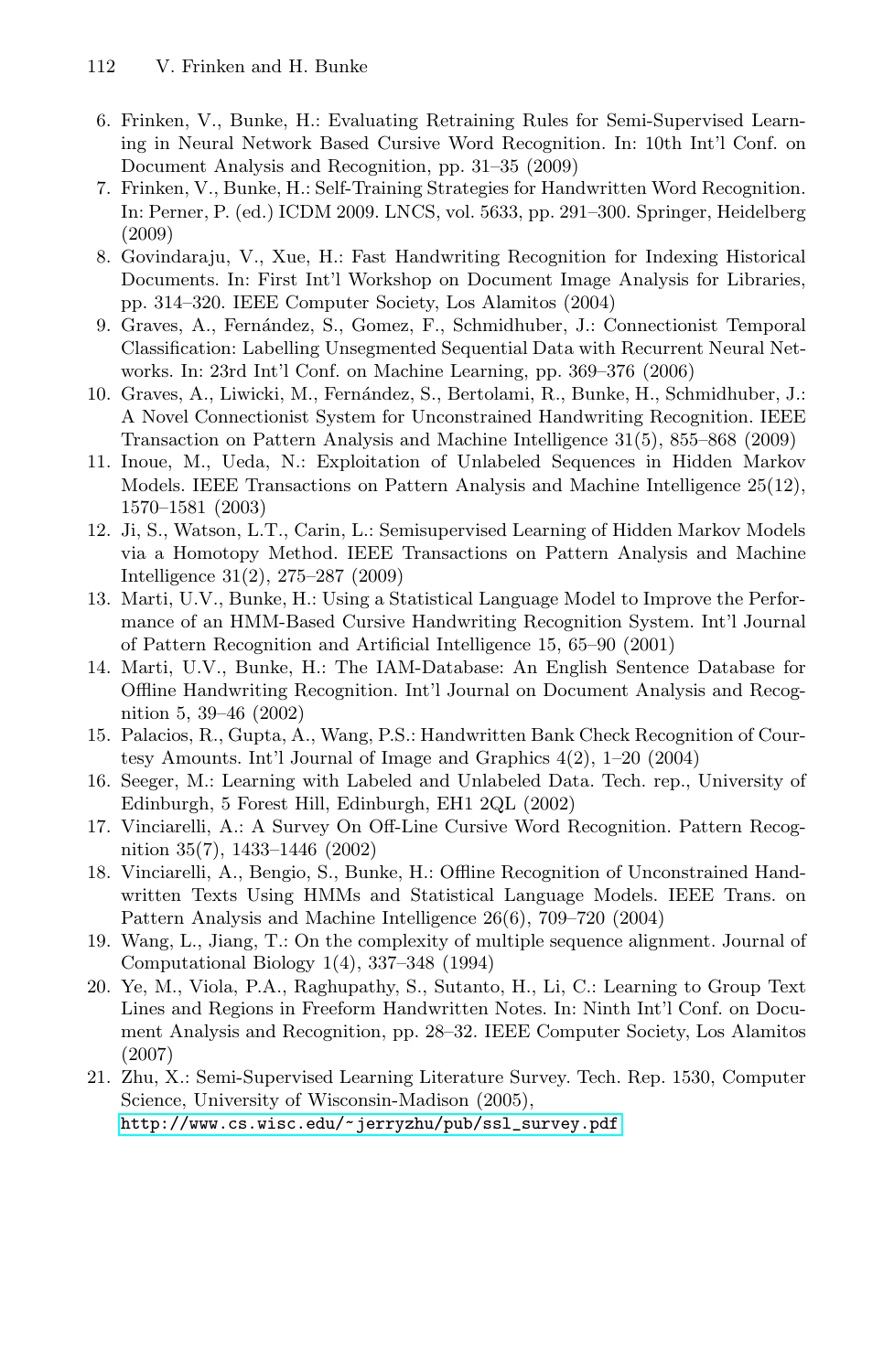6. Frinken, V., Bunke, H.: Evaluating Retraining Rules for Semi-Supervised Learning in Neural Network Based Cursive Word Recognition. In: 10th Int'l Conf. on Document Analysis and Recognition, pp. 31–35 (2009)
7. Frinken, V., Bunke, H.: Self-Training Strategies for Handwritten Word Recognition. In: Perner, P. (ed.) ICDM 2009. LNCS, vol. 5633, pp. 291–300. Springer, Heidelberg (2009)
8. Govindaraju, V., Xue, H.: Fast Handwriting Recognition for Indexing Historical Documents. In: First Int'l Workshop on Document Image Analysis for Libraries, pp. 314–320. IEEE Computer Society, Los Alamitos (2004)
9. Graves, A., Fernández, S., Gomez, F., Schmidhuber, J.: Connectionist Temporal Classification: Labelling Unsegmented Sequential Data with Recurrent Neural Networks. In: 23rd Int'l Conf. on Machine Learning, pp. 369–376 (2006)
10. Graves, A., Liwicki, M., Fernández, S., Bertolami, R., Bunke, H., Schmidhuber, J.: A Novel Connectionist System for Unconstrained Handwriting Recognition. IEEE Transaction on Pattern Analysis and Machine Intelligence 31(5), 855–868 (2009)
11. Inoue, M., Ueda, N.: Exploitation of Unlabeled Sequences in Hidden Markov Models. IEEE Transactions on Pattern Analysis and Machine Intelligence 25(12), 1570–1581 (2003)
12. Ji, S., Watson, L.T., Carin, L.: Semisupervised Learning of Hidden Markov Models via a Homotopy Method. IEEE Transactions on Pattern Analysis and Machine Intelligence 31(2), 275–287 (2009)
13. Marti, U.V., Bunke, H.: Using a Statistical Language Model to Improve the Performance of an HMM-Based Cursive Handwriting Recognition System. Int'l Journal of Pattern Recognition and Artificial Intelligence 15, 65–90 (2001)
14. Marti, U.V., Bunke, H.: The IAM-Database: An English Sentence Database for Offline Handwriting Recognition. Int'l Journal on Document Analysis and Recognition 5, 39–46 (2002)
15. Palacios, R., Gupta, A., Wang, P.S.: Handwritten Bank Check Recognition of Courtesy Amounts. Int'l Journal of Image and Graphics 4(2), 1–20 (2004)
16. Seeger, M.: Learning with Labeled and Unlabeled Data. Tech. rep., University of Edinburgh, 5 Forest Hill, Edinburgh, EH1 2QL (2002)
17. Vinciarelli, A.: A Survey On Off-Line Cursive Word Recognition. Pattern Recognition 35(7), 1433–1446 (2002)
18. Vinciarelli, A., Bengio, S., Bunke, H.: Offline Recognition of Unconstrained Handwritten Texts Using HMMs and Statistical Language Models. IEEE Trans. on Pattern Analysis and Machine Intelligence 26(6), 709–720 (2004)
19. Wang, L., Jiang, T.: On the complexity of multiple sequence alignment. Journal of Computational Biology 1(4), 337–348 (1994)
20. Ye, M., Viola, P.A., Raghupathy, S., Sutanto, H., Li, C.: Learning to Group Text Lines and Regions in Freeform Handwritten Notes. In: Ninth Int'l Conf. on Document Analysis and Recognition, pp. 28–32. IEEE Computer Society, Los Alamitos (2007)
21. Zhu, X.: Semi-Supervised Learning Literature Survey. Tech. Rep. 1530, Computer Science, University of Wisconsin-Madison (2005), http://www.cs.wisc.edu/~jerryzhu/pub/ssl_survey.pdf